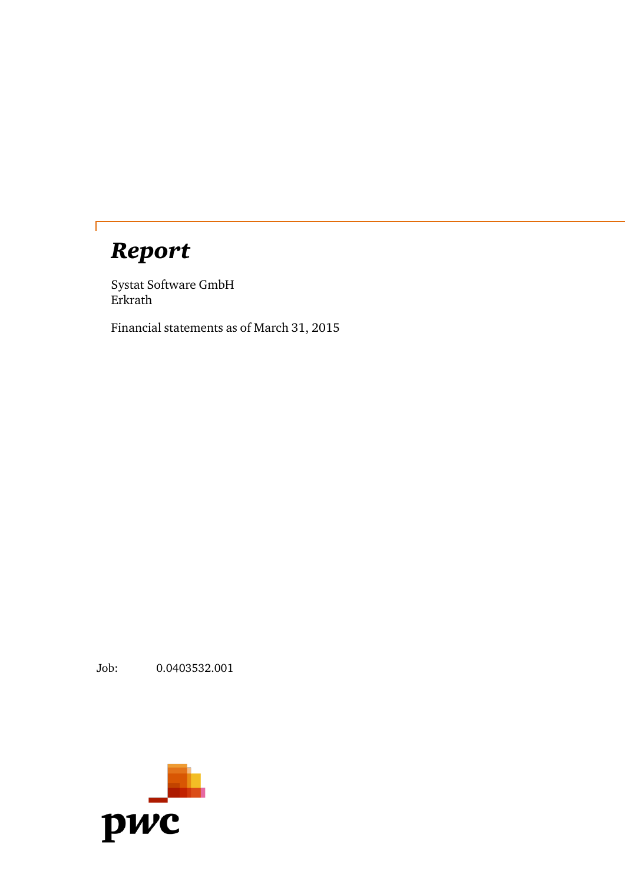# *Report*

Systat Software GmbH
Erkrath

Financial statements as of March 31, 2015

Job: 0.0403532.001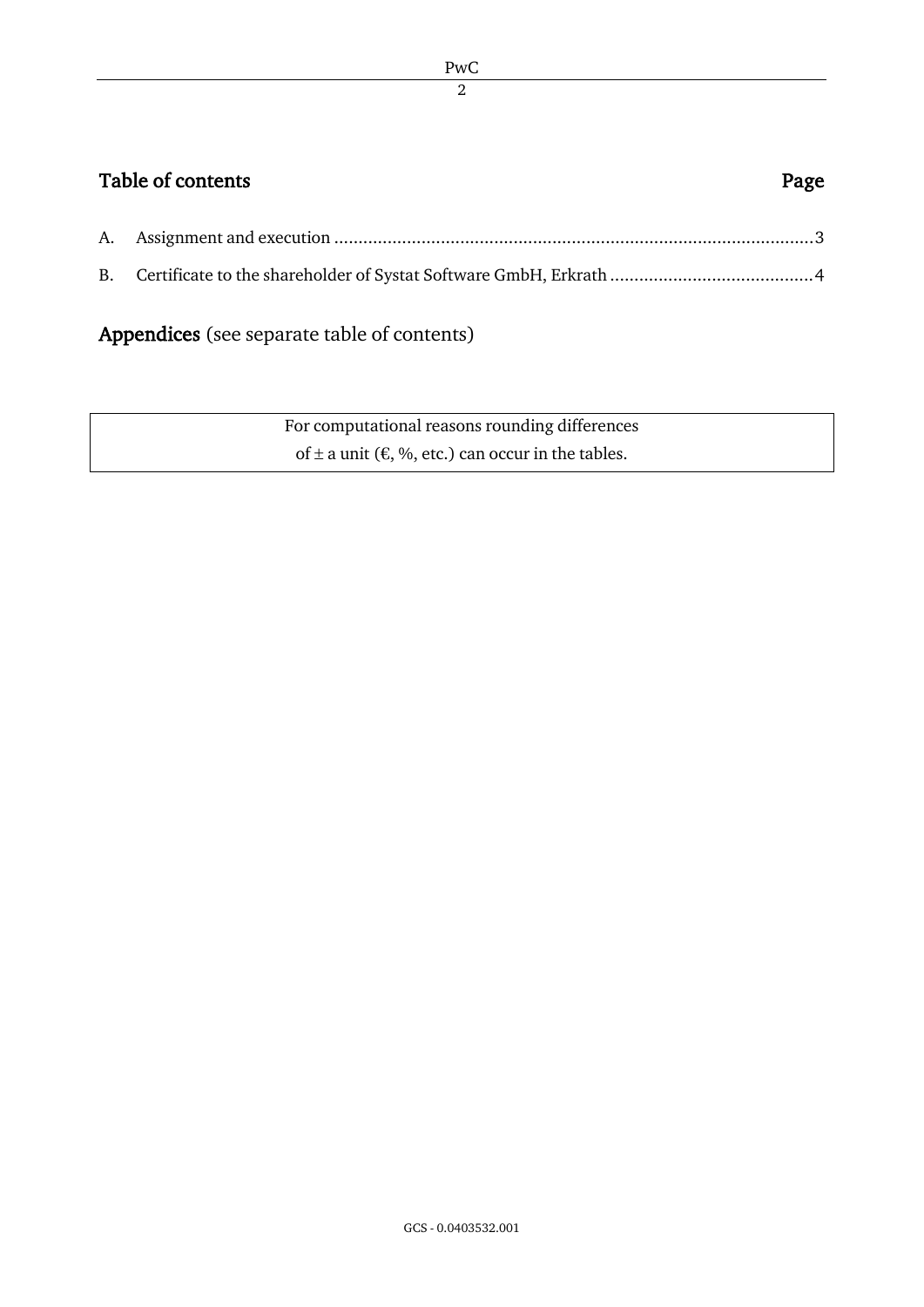## Table of contents

| | | Page |
|---|---|---|
| A. | Assignment and execution | 3 |
| B. | Certificate to the shareholder of Systat Software GmbH, Erkrath | 4 |

**Appendices** (see separate table of contents)

For computational reasons rounding differences of ± a unit (€, %, etc.) can occur in the tables.

GCS - 0.0403532.001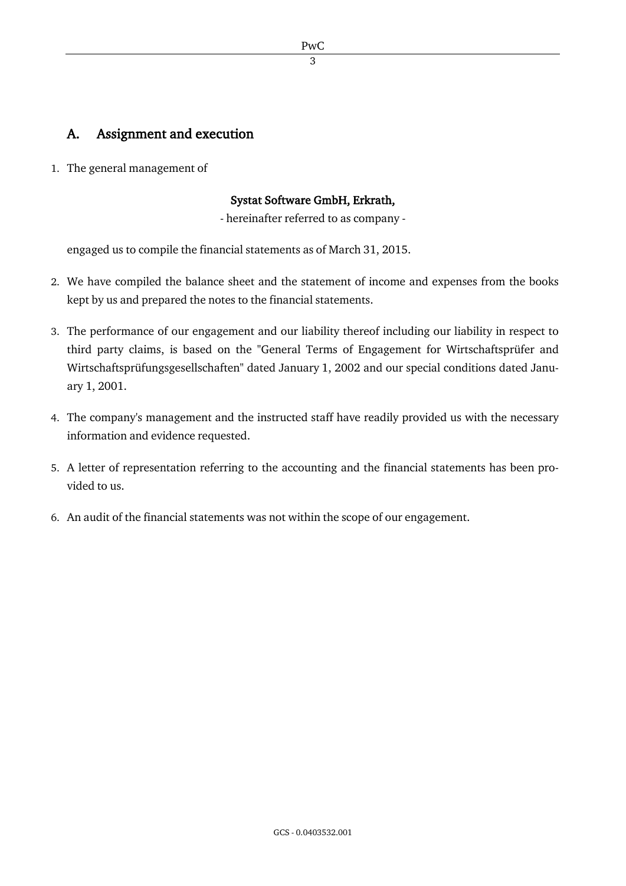## A. Assignment and execution

1. The general management of

   **Systat Software GmbH, Erkrath,**
   
   - hereinafter referred to as company -

   engaged us to compile the financial statements as of March 31, 2015.

2. We have compiled the balance sheet and the statement of income and expenses from the books kept by us and prepared the notes to the financial statements.

3. The performance of our engagement and our liability thereof including our liability in respect to third party claims, is based on the "General Terms of Engagement for Wirtschaftsprüfer and Wirtschaftsprüfungsgesellschaften" dated January 1, 2002 and our special conditions dated January 1, 2001.

4. The company's management and the instructed staff have readily provided us with the necessary information and evidence requested.

5. A letter of representation referring to the accounting and the financial statements has been provided to us.

6. An audit of the financial statements was not within the scope of our engagement.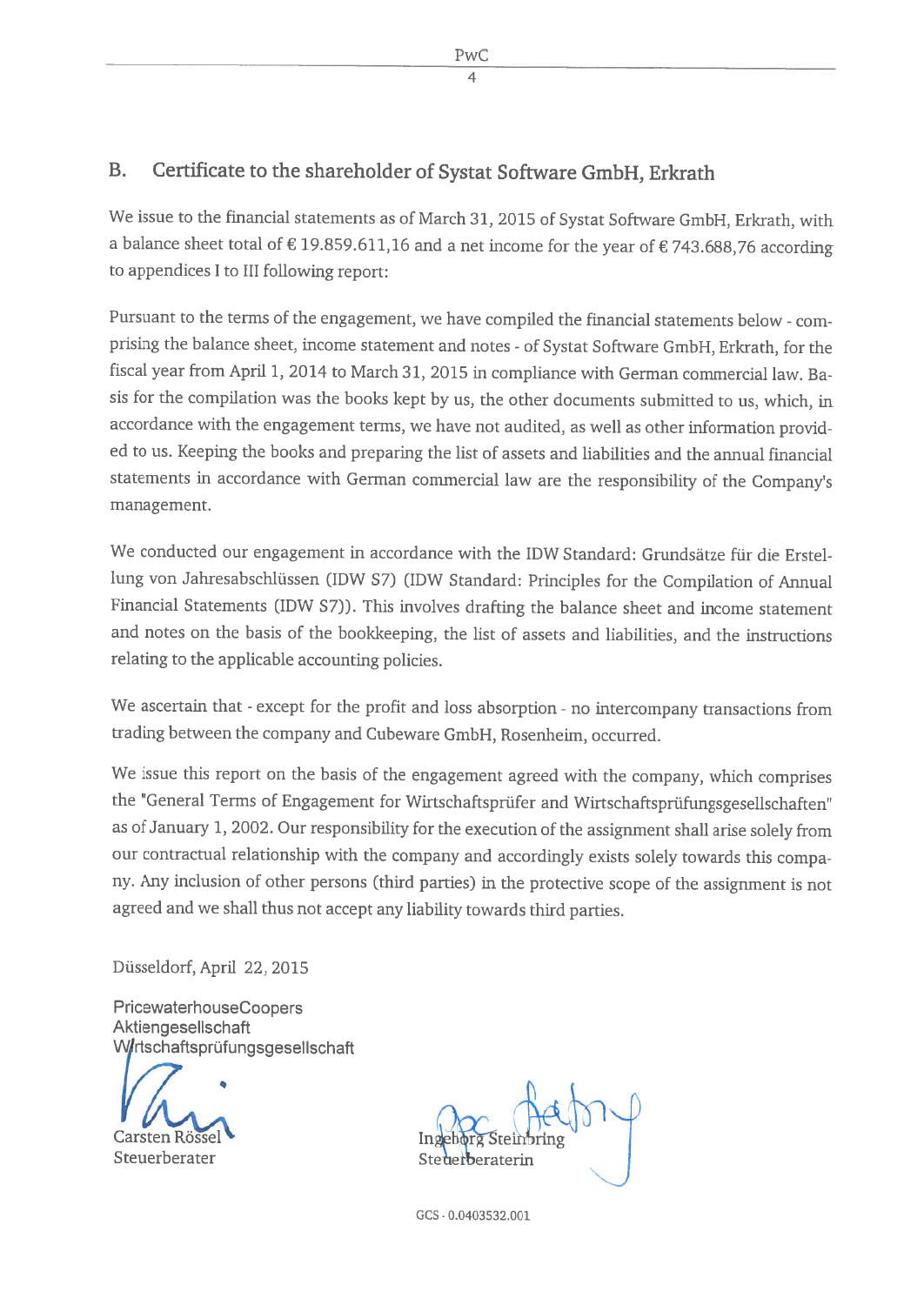## B. Certificate to the shareholder of Systat Software GmbH, Erkrath

We issue to the financial statements as of March 31, 2015 of Systat Software GmbH, Erkrath, with a balance sheet total of € 19.859.611,16 and a net income for the year of € 743.688,76 according to appendices I to III following report:

Pursuant to the terms of the engagement, we have compiled the financial statements below - comprising the balance sheet, income statement and notes - of Systat Software GmbH, Erkrath, for the fiscal year from April 1, 2014 to March 31, 2015 in compliance with German commercial law. Basis for the compilation was the books kept by us, the other documents submitted to us, which, in accordance with the engagement terms, we have not audited, as well as other information provided to us. Keeping the books and preparing the list of assets and liabilities and the annual financial statements in accordance with German commercial law are the responsibility of the Company's management.

We conducted our engagement in accordance with the IDW Standard: Grundsätze für die Erstellung von Jahresabschlüssen (IDW S7) (IDW Standard: Principles for the Compilation of Annual Financial Statements (IDW S7)). This involves drafting the balance sheet and income statement and notes on the basis of the bookkeeping, the list of assets and liabilities, and the instructions relating to the applicable accounting policies.

We ascertain that - except for the profit and loss absorption - no intercompany transactions from trading between the company and Cubeware GmbH, Rosenheim, occurred.

We issue this report on the basis of the engagement agreed with the company, which comprises the "General Terms of Engagement for Wirtschaftsprüfer and Wirtschaftsprüfungsgesellschaften" as of January 1, 2002. Our responsibility for the execution of the assignment shall arise solely from our contractual relationship with the company and accordingly exists solely towards this company. Any inclusion of other persons (third parties) in the protective scope of the assignment is not agreed and we shall thus not accept any liability towards third parties.

Düsseldorf, April 22, 2015

PricewaterhouseCoopers
Aktiengesellschaft
Wirtschaftsprüfungsgesellschaft

Carsten Rössel
Steuerberater

Ingeborg Steinbring
Steuerberaterin

GCS - 0.0403532.001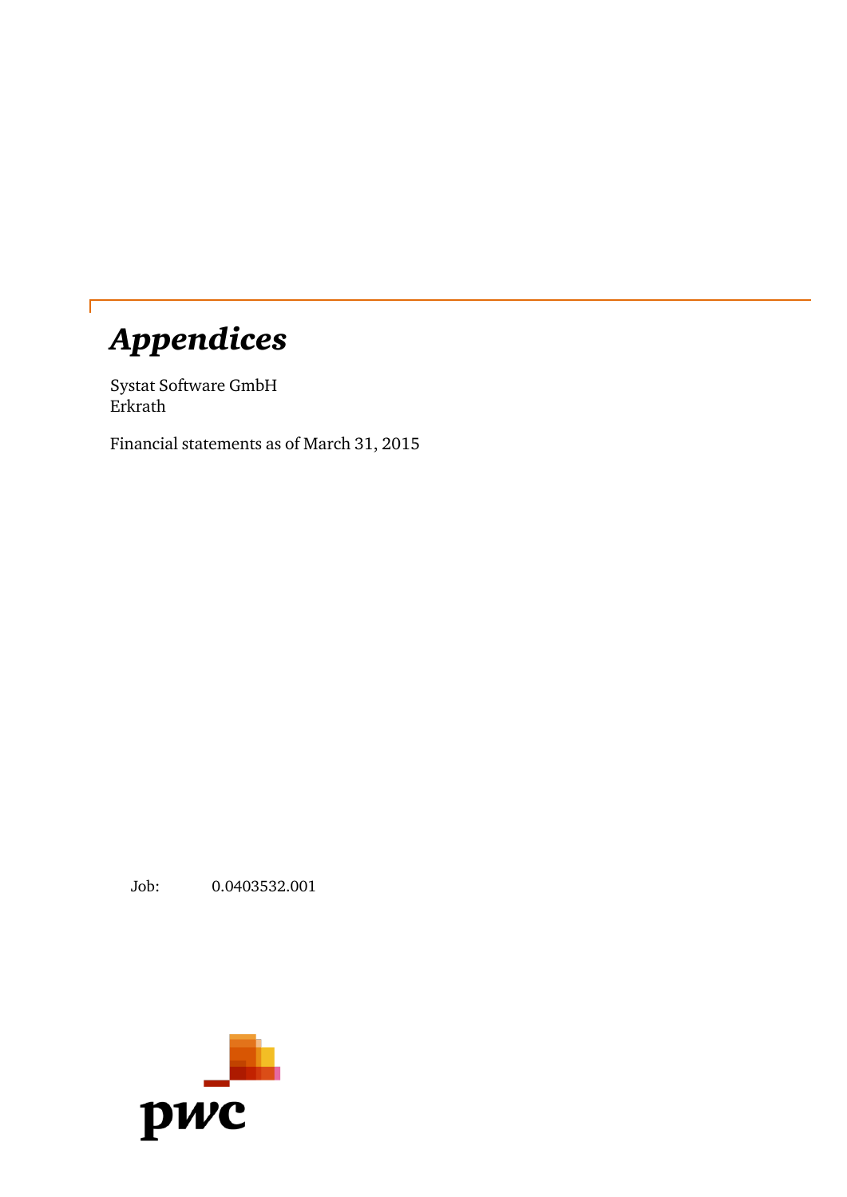# *Appendices*

Systat Software GmbH
Erkrath

Financial statements as of March 31, 2015

Job: 0.0403532.001

pwc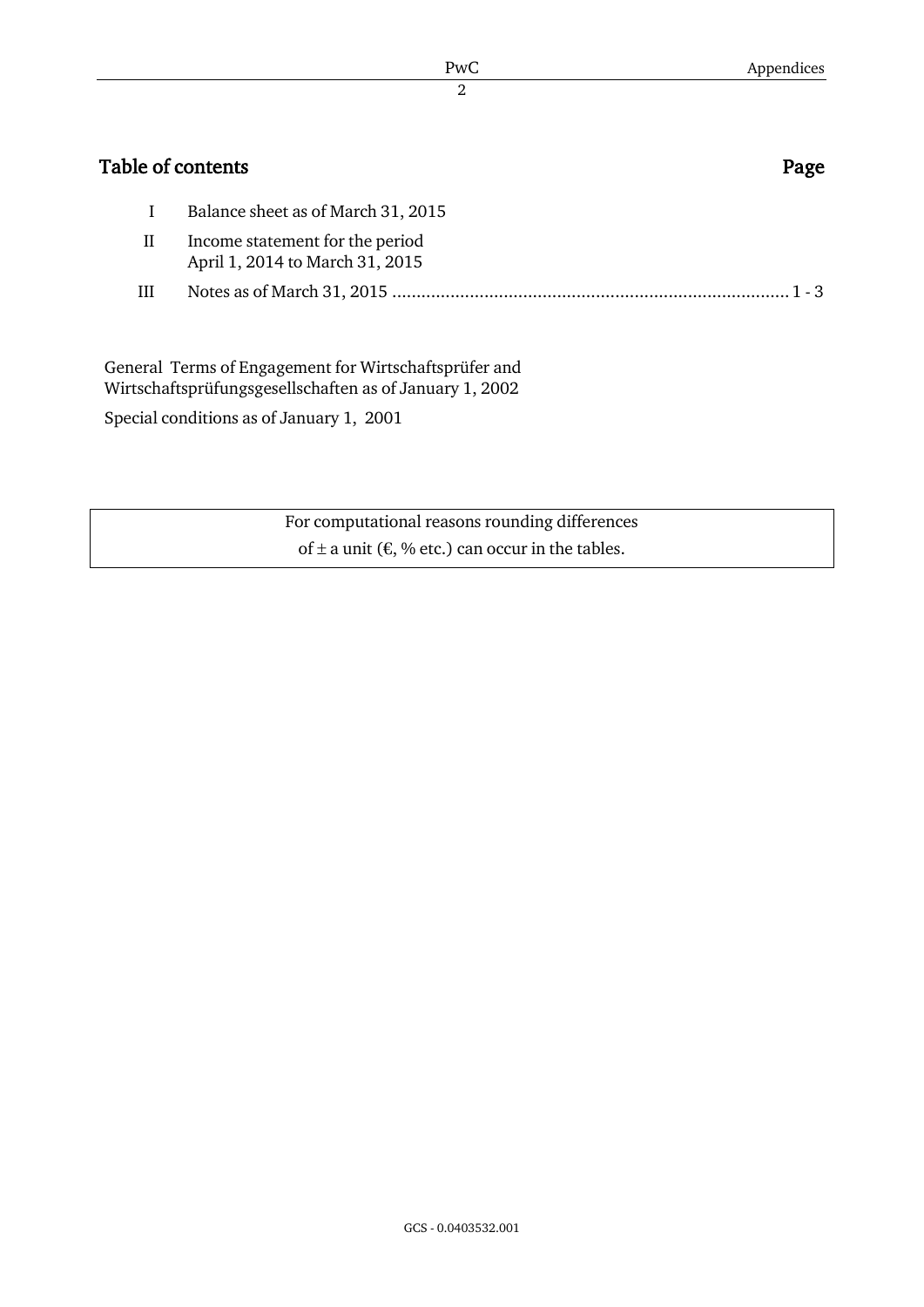## Table of contents

| | | Page |
|---|---|---|
| I | Balance sheet as of March 31, 2015 | |
| II | Income statement for the period April 1, 2014 to March 31, 2015 | |
| III | Notes as of March 31, 2015 | 1 - 3 |

General Terms of Engagement for Wirtschaftsprüfer and Wirtschaftsprüfungsgesellschaften as of January 1, 2002

Special conditions as of January 1, 2001

| For computational reasons rounding differences of ± a unit (€, % etc.) can occur in the tables. |
|---|

GCS - 0.0403532.001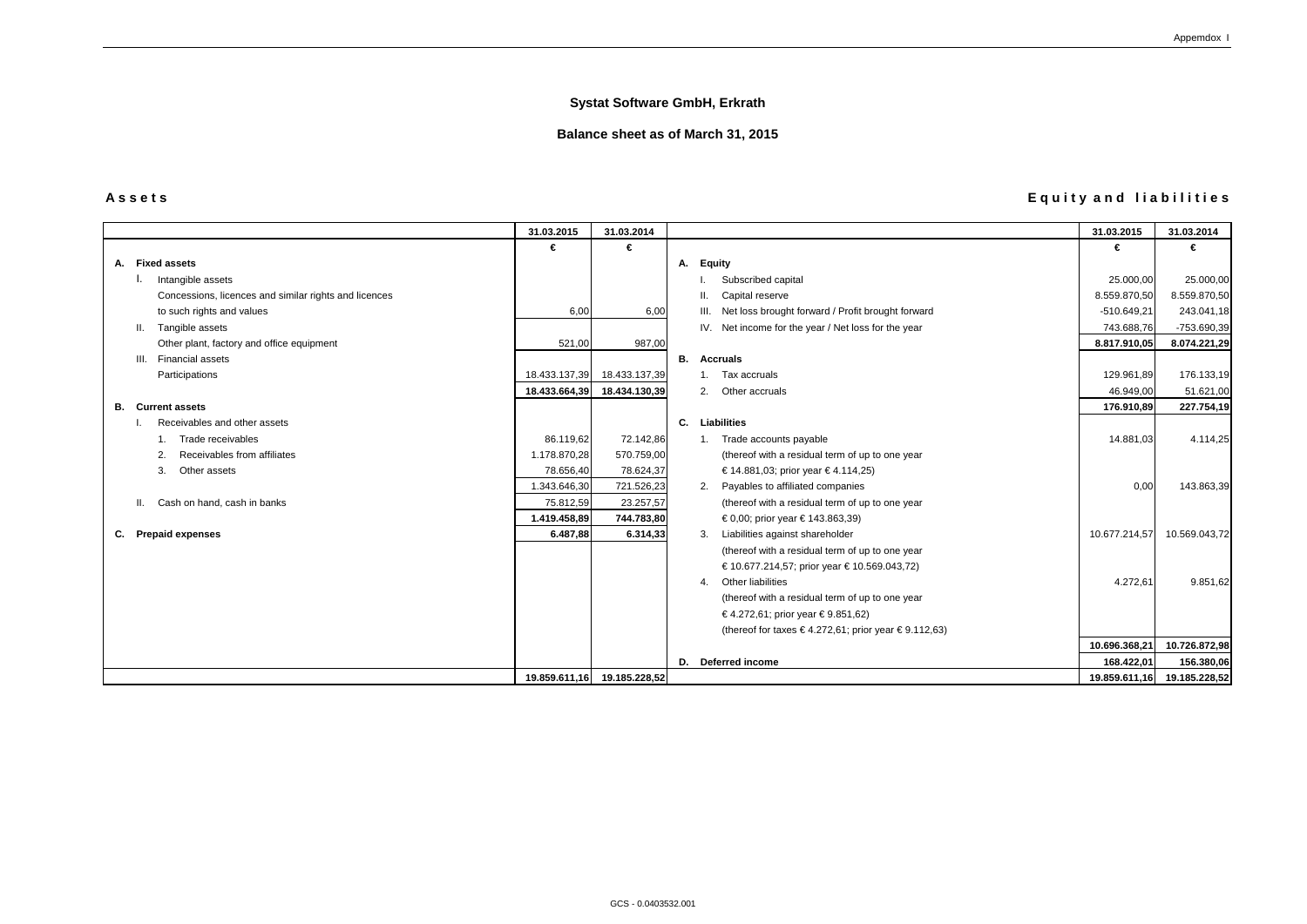## Systat Software GmbH, Erkrath

### Balance sheet as of March 31, 2015

**Assets**

| | 31.03.2015 | 31.03.2014 |
|---|---|---|
| | € | € |
| **A. Fixed assets** | | |
| I. Intangible assets | | |
| Concessions, licences and similar rights and licences | | |
| to such rights and values | 6,00 | 6,00 |
| II. Tangible assets | | |
| Other plant, factory and office equipment | 521,00 | 987,00 |
| III. Financial assets | | |
| Participations | 18.433.137,39 | 18.433.137,39 |
| | **18.433.664,39** | **18.434.130,39** |
| **B. Current assets** | | |
| I. Receivables and other assets | | |
| 1. Trade receivables | 86.119,62 | 72.142,86 |
| 2. Receivables from affiliates | 1.178.870,28 | 570.759,00 |
| 3. Other assets | 78.656,40 | 78.624,37 |
| | 1.343.646,30 | 721.526,23 |
| II. Cash on hand, cash in banks | 75.812,59 | 23.257,57 |
| | **1.419.458,89** | **744.783,80** |
| **C. Prepaid expenses** | **6.487,88** | **6.314,33** |
| | **19.859.611,16** | **19.185.228,52** |

**Equity and liabilities**

| | 31.03.2015 | 31.03.2014 |
|---|---|---|
| | € | € |
| **A. Equity** | | |
| I. Subscribed capital | 25.000,00 | 25.000,00 |
| II. Capital reserve | 8.559.870,50 | 8.559.870,50 |
| III. Net loss brought forward / Profit brought forward | -510.649,21 | 243.041,18 |
| IV. Net income for the year / Net loss for the year | 743.688,76 | -753.690,39 |
| | **8.817.910,05** | **8.074.221,29** |
| **B. Accruals** | | |
| 1. Tax accruals | 129.961,89 | 176.133,19 |
| 2. Other accruals | 46.949,00 | 51.621,00 |
| | **176.910,89** | **227.754,19** |
| **C. Liabilities** | | |
| 1. Trade accounts payable | 14.881,03 | 4.114,25 |
| (thereof with a residual term of up to one year € 14.881,03; prior year € 4.114,25) | | |
| 2. Payables to affiliated companies | 0,00 | 143.863,39 |
| (thereof with a residual term of up to one year € 0,00; prior year € 143.863,39) | | |
| 3. Liabilities against shareholder | 10.677.214,57 | 10.569.043,72 |
| (thereof with a residual term of up to one year € 10.677.214,57; prior year € 10.569.043,72) | | |
| 4. Other liabilities | 4.272,61 | 9.851,62 |
| (thereof with a residual term of up to one year € 4.272,61; prior year € 9.851,62) | | |
| (thereof for taxes € 4.272,61; prior year € 9.112,63) | | |
| | **10.696.368,21** | **10.726.872,98** |
| **D. Deferred income** | **168.422,01** | **156.380,06** |
| | **19.859.611,16** | **19.185.228,52** |

GCS - 0.0403532.001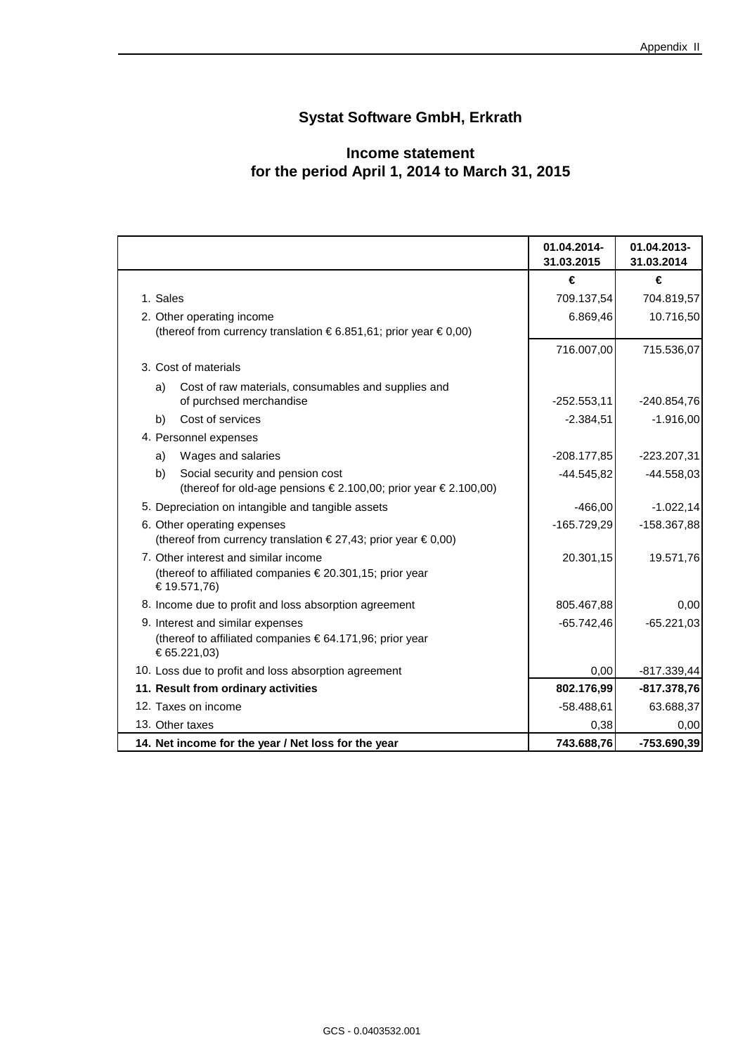# Systat Software GmbH, Erkrath

## Income statement
## for the period April 1, 2014 to March 31, 2015

| | 01.04.2014-31.03.2015 | 01.04.2013-31.03.2014 |
|---|---|---|
| | € | € |
| 1. Sales | 709.137,54 | 704.819,57 |
| 2. Other operating income<br>(thereof from currency translation € 6.851,61; prior year € 0,00) | 6.869,46 | 10.716,50 |
| | 716.007,00 | 715.536,07 |
| 3. Cost of materials | | |
| a) Cost of raw materials, consumables and supplies and of purchsed merchandise | -252.553,11 | -240.854,76 |
| b) Cost of services | -2.384,51 | -1.916,00 |
| 4. Personnel expenses | | |
| a) Wages and salaries | -208.177,85 | -223.207,31 |
| b) Social security and pension cost<br>(thereof for old-age pensions € 2.100,00; prior year € 2.100,00) | -44.545,82 | -44.558,03 |
| 5. Depreciation on intangible and tangible assets | -466,00 | -1.022,14 |
| 6. Other operating expenses<br>(thereof from currency translation € 27,43; prior year € 0,00) | -165.729,29 | -158.367,88 |
| 7. Other interest and similar income<br>(thereof to affiliated companies € 20.301,15; prior year € 19.571,76) | 20.301,15 | 19.571,76 |
| 8. Income due to profit and loss absorption agreement | 805.467,88 | 0,00 |
| 9. Interest and similar expenses<br>(thereof to affiliated companies € 64.171,96; prior year € 65.221,03) | -65.742,46 | -65.221,03 |
| 10. Loss due to profit and loss absorption agreement | 0,00 | -817.339,44 |
| **11. Result from ordinary activities** | **802.176,99** | **-817.378,76** |
| 12. Taxes on income | -58.488,61 | 63.688,37 |
| 13. Other taxes | 0,38 | 0,00 |
| **14. Net income for the year / Net loss for the year** | **743.688,76** | **-753.690,39** |

GCS - 0.0403532.001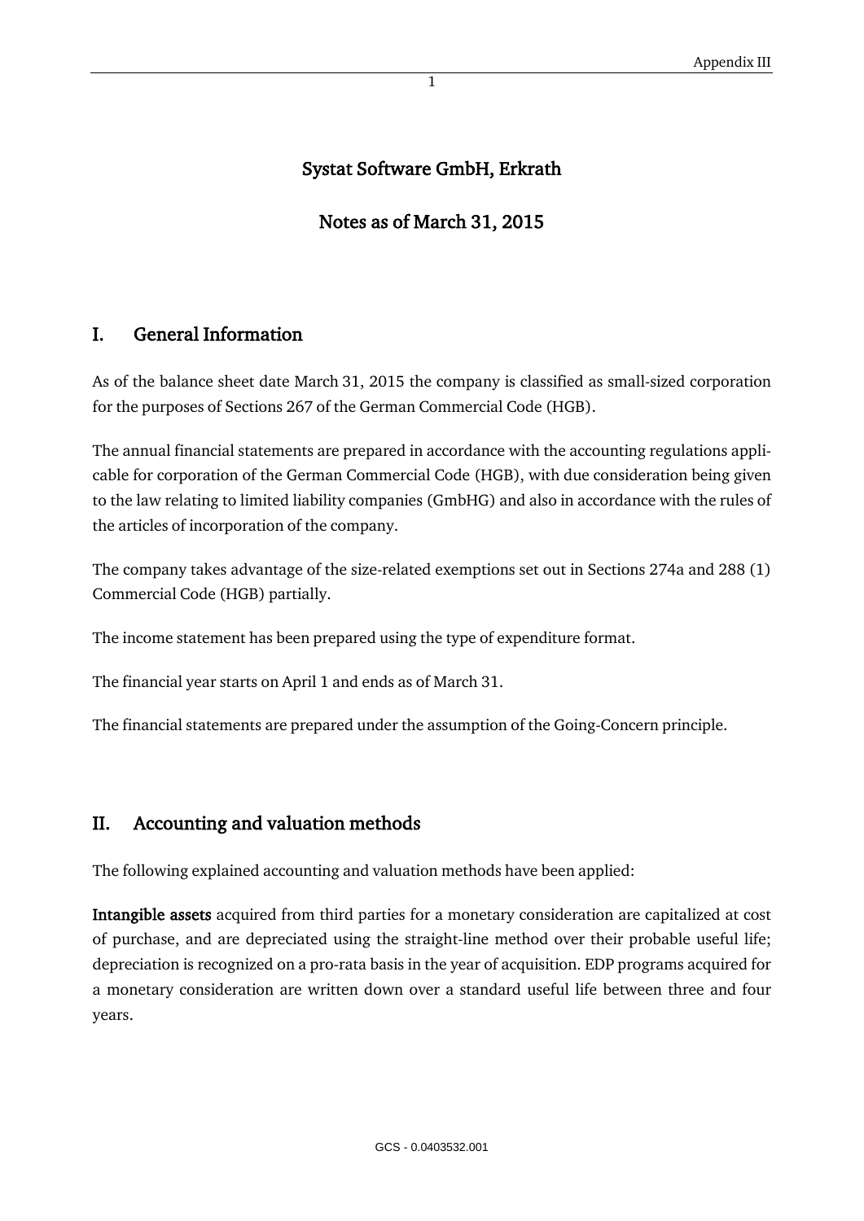# Systat Software GmbH, Erkrath

## Notes as of March 31, 2015

## I. General Information

As of the balance sheet date March 31, 2015 the company is classified as small-sized corporation for the purposes of Sections 267 of the German Commercial Code (HGB).

The annual financial statements are prepared in accordance with the accounting regulations applicable for corporation of the German Commercial Code (HGB), with due consideration being given to the law relating to limited liability companies (GmbHG) and also in accordance with the rules of the articles of incorporation of the company.

The company takes advantage of the size-related exemptions set out in Sections 274a and 288 (1) Commercial Code (HGB) partially.

The income statement has been prepared using the type of expenditure format.

The financial year starts on April 1 and ends as of March 31.

The financial statements are prepared under the assumption of the Going-Concern principle.

## II. Accounting and valuation methods

The following explained accounting and valuation methods have been applied:

**Intangible assets** acquired from third parties for a monetary consideration are capitalized at cost of purchase, and are depreciated using the straight-line method over their probable useful life; depreciation is recognized on a pro-rata basis in the year of acquisition. EDP programs acquired for a monetary consideration are written down over a standard useful life between three and four years.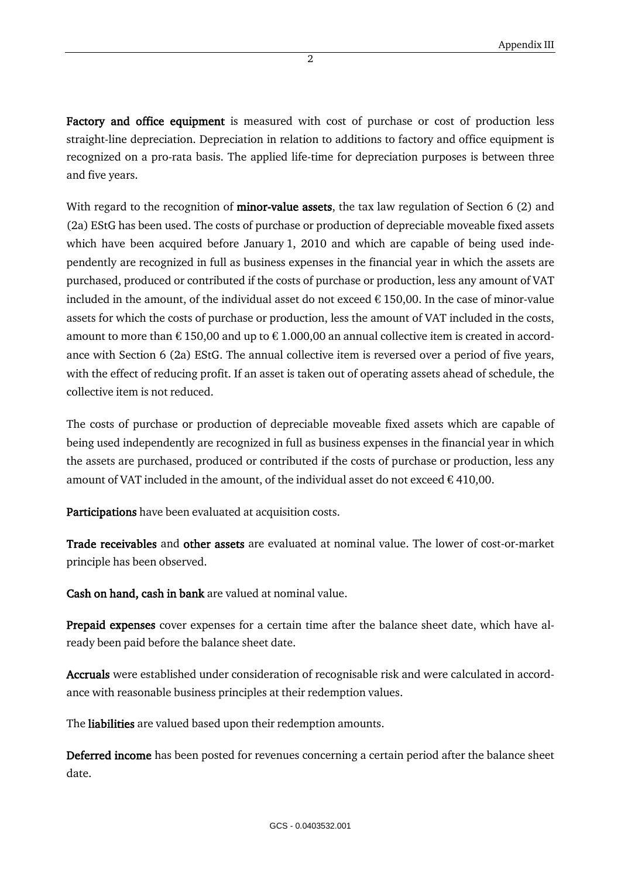**Factory and office equipment** is measured with cost of purchase or cost of production less straight-line depreciation. Depreciation in relation to additions to factory and office equipment is recognized on a pro-rata basis. The applied life-time for depreciation purposes is between three and five years.

With regard to the recognition of **minor-value assets**, the tax law regulation of Section 6 (2) and (2a) EStG has been used. The costs of purchase or production of depreciable moveable fixed assets which have been acquired before January 1, 2010 and which are capable of being used independently are recognized in full as business expenses in the financial year in which the assets are purchased, produced or contributed if the costs of purchase or production, less any amount of VAT included in the amount, of the individual asset do not exceed € 150,00. In the case of minor-value assets for which the costs of purchase or production, less the amount of VAT included in the costs, amount to more than € 150,00 and up to € 1.000,00 an annual collective item is created in accordance with Section 6 (2a) EStG. The annual collective item is reversed over a period of five years, with the effect of reducing profit. If an asset is taken out of operating assets ahead of schedule, the collective item is not reduced.

The costs of purchase or production of depreciable moveable fixed assets which are capable of being used independently are recognized in full as business expenses in the financial year in which the assets are purchased, produced or contributed if the costs of purchase or production, less any amount of VAT included in the amount, of the individual asset do not exceed € 410,00.

**Participations** have been evaluated at acquisition costs.

**Trade receivables** and **other assets** are evaluated at nominal value. The lower of cost-or-market principle has been observed.

**Cash on hand, cash in bank** are valued at nominal value.

**Prepaid expenses** cover expenses for a certain time after the balance sheet date, which have already been paid before the balance sheet date.

**Accruals** were established under consideration of recognisable risk and were calculated in accordance with reasonable business principles at their redemption values.

The **liabilities** are valued based upon their redemption amounts.

**Deferred income** has been posted for revenues concerning a certain period after the balance sheet date.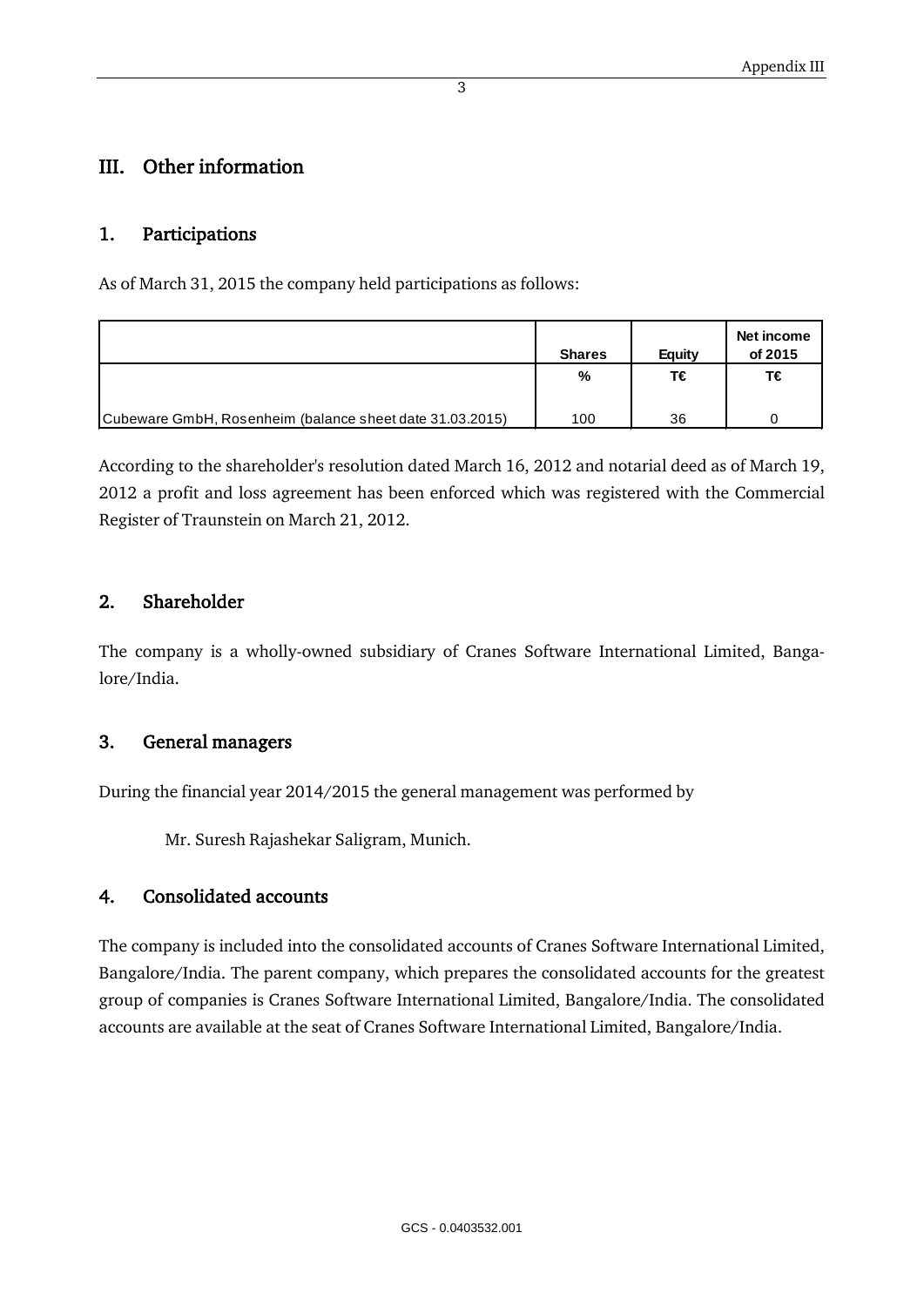## III. Other information

### 1. Participations

As of March 31, 2015 the company held participations as follows:

| | Shares | Equity | Net income of 2015 |
|---|---|---|---|
| | % | T€ | T€ |
| Cubeware GmbH, Rosenheim (balance sheet date 31.03.2015) | 100 | 36 | 0 |

According to the shareholder's resolution dated March 16, 2012 and notarial deed as of March 19, 2012 a profit and loss agreement has been enforced which was registered with the Commercial Register of Traunstein on March 21, 2012.

### 2. Shareholder

The company is a wholly-owned subsidiary of Cranes Software International Limited, Bangalore/India.

### 3. General managers

During the financial year 2014/2015 the general management was performed by

Mr. Suresh Rajashekar Saligram, Munich.

### 4. Consolidated accounts

The company is included into the consolidated accounts of Cranes Software International Limited, Bangalore/India. The parent company, which prepares the consolidated accounts for the greatest group of companies is Cranes Software International Limited, Bangalore/India. The consolidated accounts are available at the seat of Cranes Software International Limited, Bangalore/India.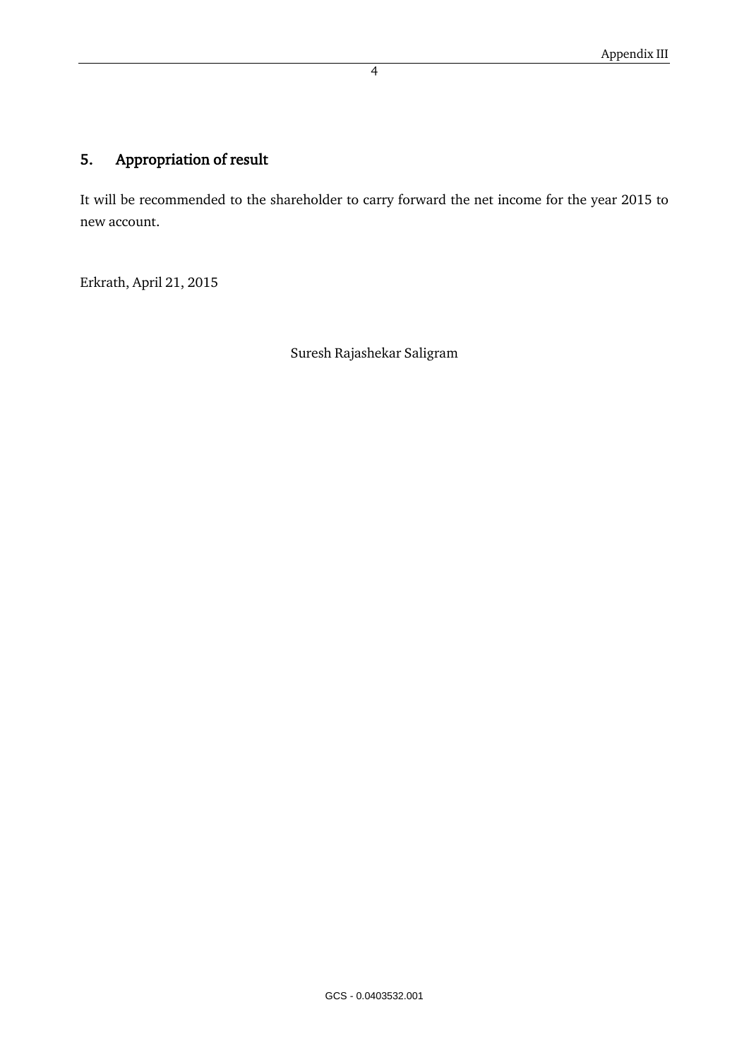## 5. Appropriation of result

It will be recommended to the shareholder to carry forward the net income for the year 2015 to new account.

Erkrath, April 21, 2015

Suresh Rajashekar Saligram